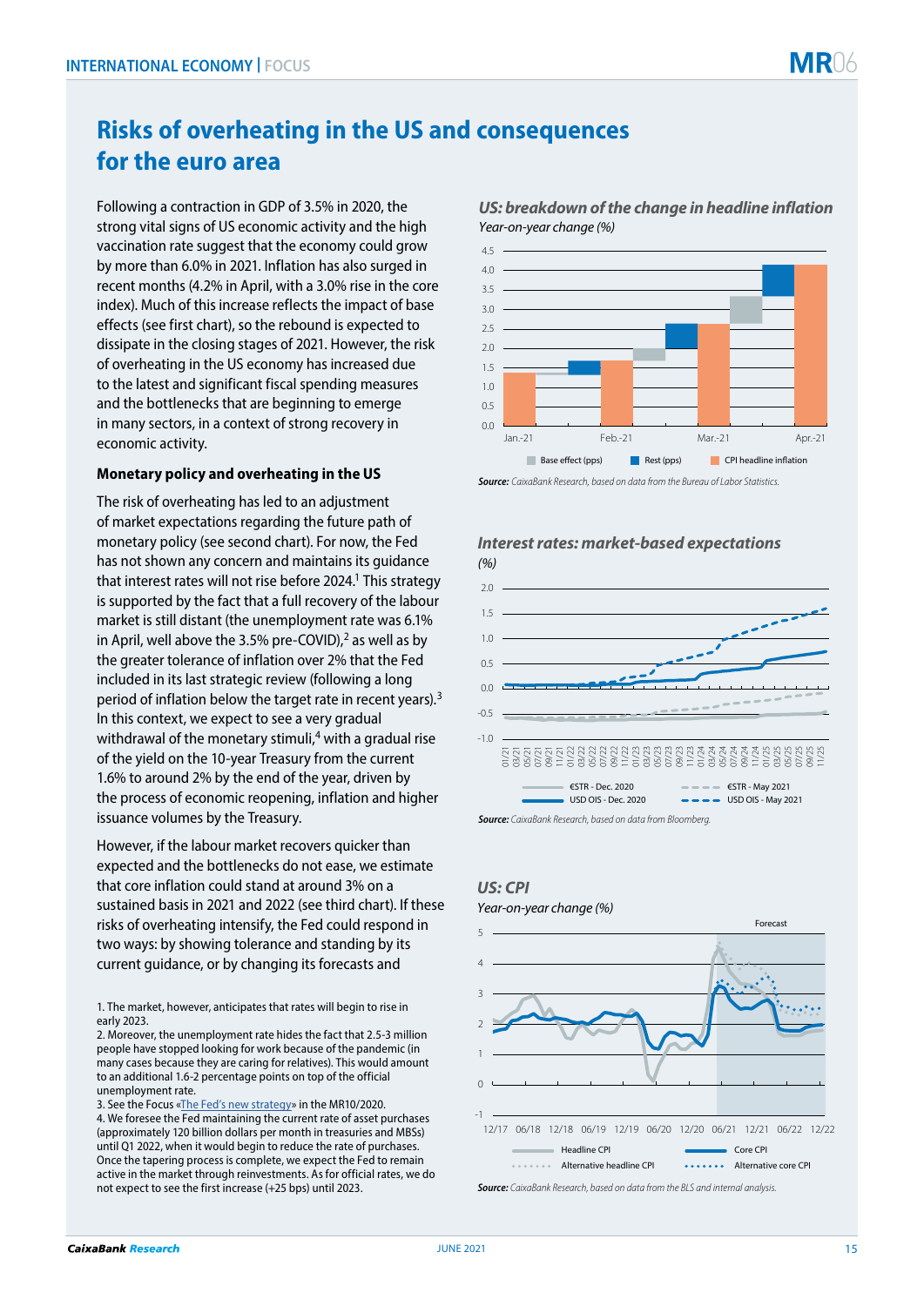# Risks of overheating in the US and consequences for the euro area

Following a contraction in GDP of 3.5% in 2020, the strong vital signs of US economic activity and the high vaccination rate suggest that the economy could grow by more than 6.0% in 2021. Inflation has also surged in recent months (4.2% in April, with a 3.0% rise in the core index). Much of this increase reflects the impact of base effects (see first chart), so the rebound is expected to dissipate in the closing stages of 2021. However, the risk of overheating in the US economy has increased due to the latest and significant fiscal spending measures and the bottlenecks that are beginning to emerge in many sectors, in a context of strong recovery in economic activity.

**Monetary policy and overheating in the US**

The risk of overheating has led to an adjustment of market expectations regarding the future path of monetary policy (see second chart). For now, the Fed has not shown any concern and maintains its guidance that interest rates will not rise before 2024.[1] This strategy is supported by the fact that a full recovery of the labour market is still distant (the unemployment rate was 6.1% in April, well above the 3.5% pre-COVID),[2] as well as by the greater tolerance of inflation over 2% that the Fed included in its last strategic review (following a long period of inflation below the target rate in recent years).[3] In this context, we expect to see a very gradual withdrawal of the monetary stimuli,[4] with a gradual rise of the yield on the 10-year Treasury from the current 1.6% to around 2% by the end of the year, driven by the process of economic reopening, inflation and higher issuance volumes by the Treasury.

However, if the labour market recovers quicker than expected and the bottlenecks do not ease, we estimate that core inflation could stand at around 3% on a sustained basis in 2021 and 2022 (see third chart). If these risks of overheating intensify, the Fed could respond in two ways: by showing tolerance and standing by its current guidance, or by changing its forecasts and

1. The market, however, anticipates that rates will begin to rise in early 2023.

2. Moreover, the unemployment rate hides the fact that 2.5-3 million people have stopped looking for work because of the pandemic (in many cases because they are caring for relatives). This would amount to an additional 1.6-2 percentage points on top of the official unemployment rate.

3. See the Focus «The Fed's new strategy» in the MR10/2020.

4. We foresee the Fed maintaining the current rate of asset purchases (approximately 120 billion dollars per month in treasuries and MBSs) until Q1 2022, when it would begin to reduce the rate of purchases. Once the tapering process is complete, we expect the Fed to remain active in the market through reinvestments. As for official rates, we do not expect to see the first increase (+25 bps) until 2023.

***US: breakdown of the change in headline inflation***

*Year-on-year change (%)*

Legend: Base effect (pps); Rest (pps); CPI headline inflation

*Source: CaixaBank Research, based on data from the Bureau of Labor Statistics.*

***Interest rates: market-based expectations***

*(%)*

Legend: €STR - Dec. 2020; €STR - May 2021; USD OIS - Dec. 2020; USD OIS - May 2021

*Source: CaixaBank Research, based on data from Bloomberg.*

***US: CPI***

*Year-on-year change (%)*

Legend: Headline CPI; Core CPI; Alternative headline CPI; Alternative core CPI (Forecast shaded)

*Source: CaixaBank Research, based on data from the BLS and internal analysis.*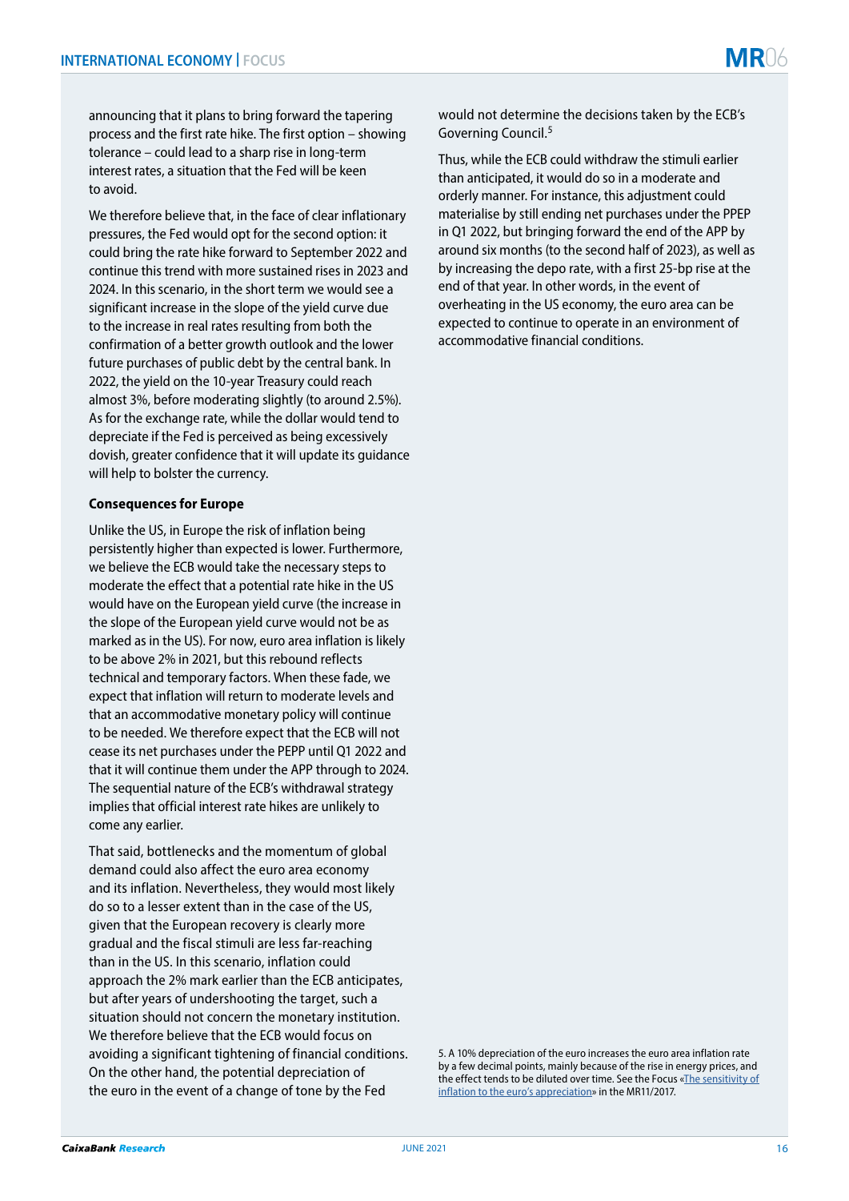announcing that it plans to bring forward the tapering process and the first rate hike. The first option – showing tolerance – could lead to a sharp rise in long-term interest rates, a situation that the Fed will be keen to avoid.

We therefore believe that, in the face of clear inflationary pressures, the Fed would opt for the second option: it could bring the rate hike forward to September 2022 and continue this trend with more sustained rises in 2023 and 2024. In this scenario, in the short term we would see a significant increase in the slope of the yield curve due to the increase in real rates resulting from both the confirmation of a better growth outlook and the lower future purchases of public debt by the central bank. In 2022, the yield on the 10-year Treasury could reach almost 3%, before moderating slightly (to around 2.5%). As for the exchange rate, while the dollar would tend to depreciate if the Fed is perceived as being excessively dovish, greater confidence that it will update its guidance will help to bolster the currency.

**Consequences for Europe**

Unlike the US, in Europe the risk of inflation being persistently higher than expected is lower. Furthermore, we believe the ECB would take the necessary steps to moderate the effect that a potential rate hike in the US would have on the European yield curve (the increase in the slope of the European yield curve would not be as marked as in the US). For now, euro area inflation is likely to be above 2% in 2021, but this rebound reflects technical and temporary factors. When these fade, we expect that inflation will return to moderate levels and that an accommodative monetary policy will continue to be needed. We therefore expect that the ECB will not cease its net purchases under the PEPP until Q1 2022 and that it will continue them under the APP through to 2024. The sequential nature of the ECB's withdrawal strategy implies that official interest rate hikes are unlikely to come any earlier.

That said, bottlenecks and the momentum of global demand could also affect the euro area economy and its inflation. Nevertheless, they would most likely do so to a lesser extent than in the case of the US, given that the European recovery is clearly more gradual and the fiscal stimuli are less far-reaching than in the US. In this scenario, inflation could approach the 2% mark earlier than the ECB anticipates, but after years of undershooting the target, such a situation should not concern the monetary institution. We therefore believe that the ECB would focus on avoiding a significant tightening of financial conditions. On the other hand, the potential depreciation of the euro in the event of a change of tone by the Fed would not determine the decisions taken by the ECB's Governing Council.[5]

Thus, while the ECB could withdraw the stimuli earlier than anticipated, it would do so in a moderate and orderly manner. For instance, this adjustment could materialise by still ending net purchases under the PPEP in Q1 2022, but bringing forward the end of the APP by around six months (to the second half of 2023), as well as by increasing the depo rate, with a first 25-bp rise at the end of that year. In other words, in the event of overheating in the US economy, the euro area can be expected to continue to operate in an environment of accommodative financial conditions.

5. A 10% depreciation of the euro increases the euro area inflation rate by a few decimal points, mainly because of the rise in energy prices, and the effect tends to be diluted over time. See the Focus «The sensitivity of inflation to the euro's appreciation» in the MR11/2017.